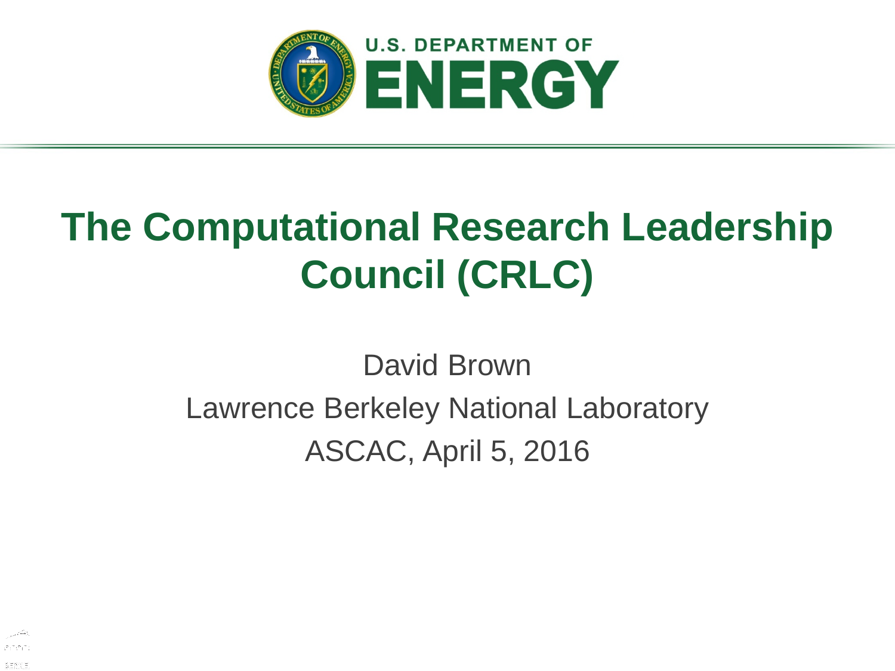U.S. DEPARTMENT OF ENERGY

# The Computational Research Leadership Council (CRLC)

David Brown

Lawrence Berkeley National Laboratory

ASCAC, April 5, 2016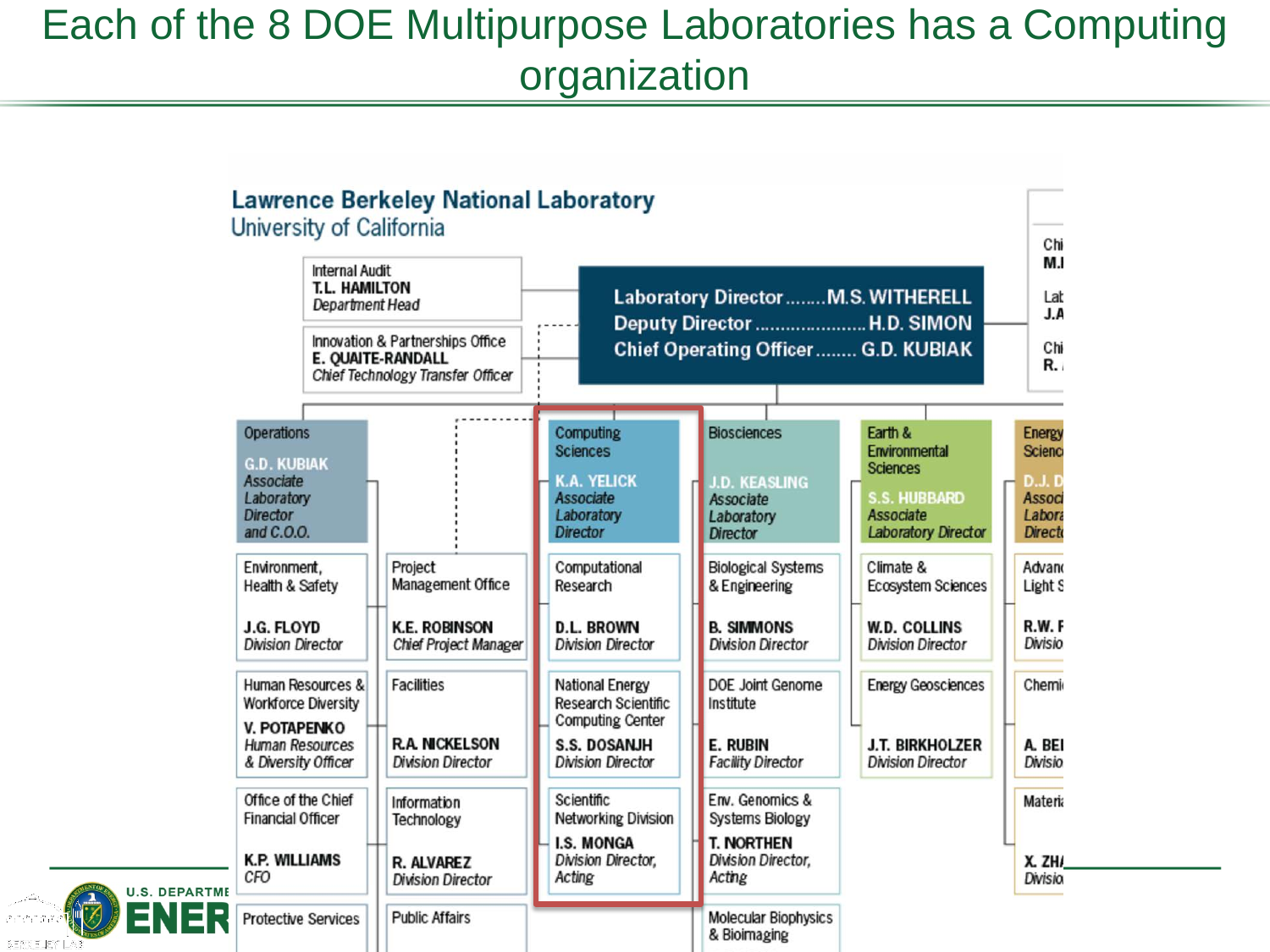# Each of the 8 DOE Multipurpose Laboratories has a Computing organization

**Lawrence Berkeley National Laboratory**
University of California

Internal Audit
**T.L. HAMILTON**
*Department Head*

Innovation & Partnerships Office
**E. QUAITE-RANDALL**
*Chief Technology Transfer Officer*

Laboratory Director........M.S. WITHERELL
Deputy Director......................H.D. SIMON
Chief Operating Officer........ G.D. KUBIAK

Chi
M.I

Lab
J.A

Chi
R.

| Operations | | Computing Sciences | Biosciences | Earth & Environmental Sciences | Energy Scienc |
|---|---|---|---|---|---|
| **G.D. KUBIAK** *Associate Laboratory Director and C.O.O.* | | **K.A. YELICK** *Associate Laboratory Director* | **J.D. KEASLING** *Associate Laboratory Director* | **S.S. HUBBARD** *Associate Laboratory Director* | **D.J. D** *Associ Labora Directo* |
| Environment, Health & Safety **J.G. FLOYD** *Division Director* | Project Management Office **K.E. ROBINSON** *Chief Project Manager* | Computational Research **D.L. BROWN** *Division Director* | Biological Systems & Engineering **B. SIMMONS** *Division Director* | Climate & Ecosystem Sciences **W.D. COLLINS** *Division Director* | Advan Light S **R.W. F** *Divisio* |
| Human Resources & Workforce Diversity **V. POTAPENKO** *Human Resources & Diversity Officer* | Facilities **R.A. NICKELSON** *Division Director* | National Energy Research Scientific Computing Center **S.S. DOSANJH** *Division Director* | DOE Joint Genome Institute **E. RUBIN** *Facility Director* | Energy Geosciences **J.T. BIRKHOLZER** *Division Director* | Chemi **A. BEI** *Divisio* |
| Office of the Chief Financial Officer **K.P. WILLIAMS** *CFO* | Information Technology **R. ALVAREZ** *Division Director* | Scientific Networking Division **I.S. MONGA** *Division Director, Acting* | Env. Genomics & Systems Biology **T. NORTHEN** *Division Director, Acting* | | Materi **X. ZHA** *Divisio* |
| Protective Services | Public Affairs | | Molecular Biophysics & Bioimaging | | |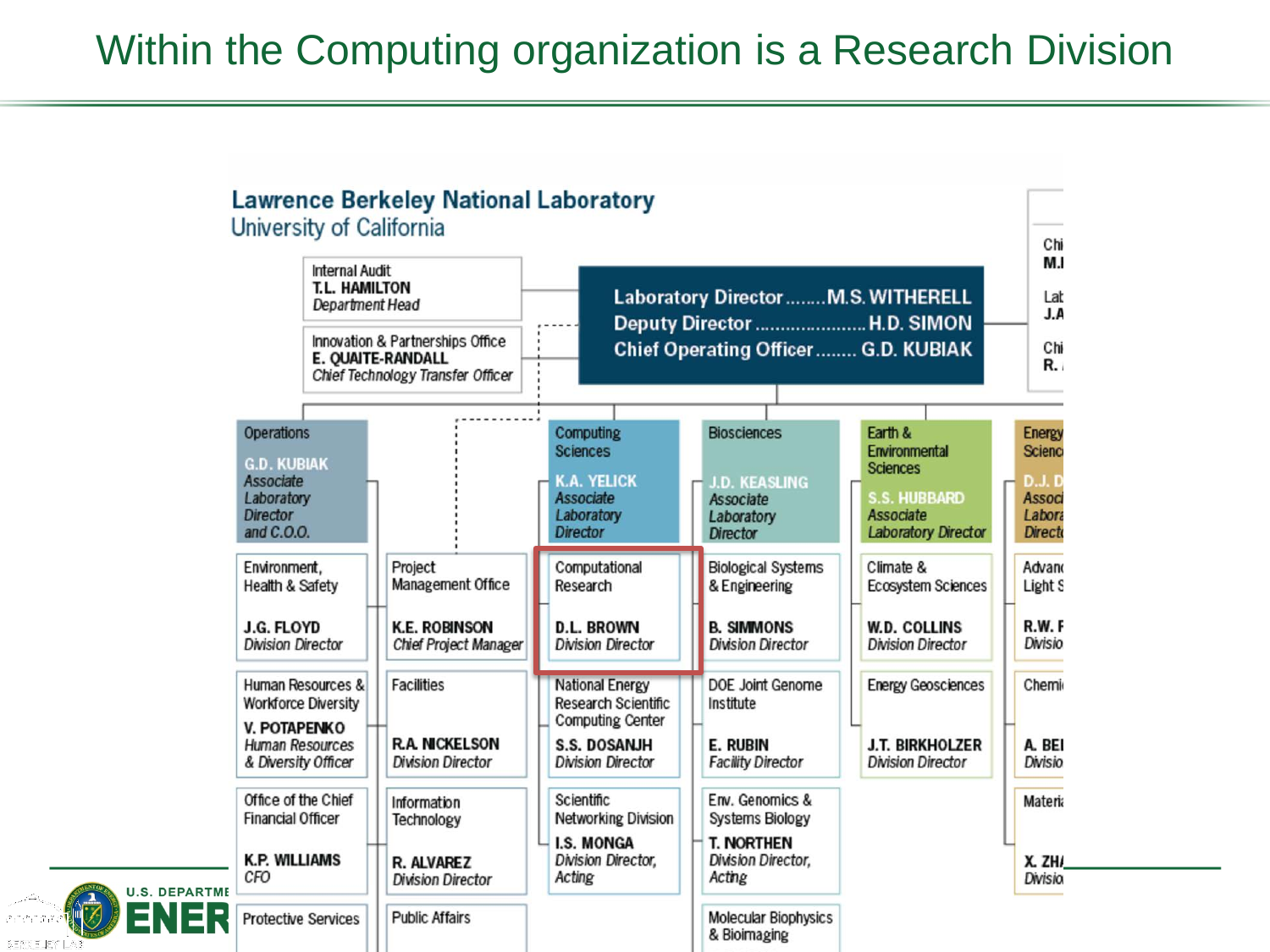# Within the Computing organization is a Research Division

## Lawrence Berkeley National Laboratory
University of California

Internal Audit
**T.L. HAMILTON**
*Department Head*

Innovation & Partnerships Office
**E. QUAITE-RANDALL**
*Chief Technology Transfer Officer*

**Laboratory Director........M.S. WITHERELL**
**Deputy Director.....................H.D. SIMON**
**Chief Operating Officer........G.D. KUBIAK**

Chi
M.I

Lab
J.A

Chi
R.

**Operations**
**G.D. KUBIAK**
*Associate Laboratory Director and C.O.O.*

- Environment, Health & Safety — **J.G. FLOYD**, *Division Director*
- Human Resources & Workforce Diversity — **V. POTAPENKO**, *Human Resources & Diversity Officer*
- Office of the Chief Financial Officer — **K.P. WILLIAMS**, *CFO*
- Protective Services
- Project Management Office — **K.E. ROBINSON**, *Chief Project Manager*
- Facilities — **R.A. NICKELSON**, *Division Director*
- Information Technology — **R. ALVAREZ**, *Division Director*
- Public Affairs

**Computing Sciences**
**K.A. YELICK**
*Associate Laboratory Director*

- Computational Research — **D.L. BROWN**, *Division Director*
- National Energy Research Scientific Computing Center — **S.S. DOSANJH**, *Division Director*
- Scientific Networking Division — **I.S. MONGA**, *Division Director, Acting*

**Biosciences**
**J.D. KEASLING**
*Associate Laboratory Director*

- Biological Systems & Engineering — **B. SIMMONS**, *Division Director*
- DOE Joint Genome Institute — **E. RUBIN**, *Facility Director*
- Env. Genomics & Systems Biology — **T. NORTHEN**, *Division Director, Acting*
- Molecular Biophysics & Bioimaging

**Earth & Environmental Sciences**
**S.S. HUBBARD**
*Associate Laboratory Director*

- Climate & Ecosystem Sciences — **W.D. COLLINS**, *Division Director*
- Energy Geosciences — **J.T. BIRKHOLZER**, *Division Director*

**Energy Scienc**
**D.J. D**
*Associ Labora Direct*

- Advan Light S — **R.W. F**, *Divisio*
- Chemi — **A. BEI**, *Divisio*
- Materi — **X. ZH**, *Divisio*

U.S. DEPARTME
ENER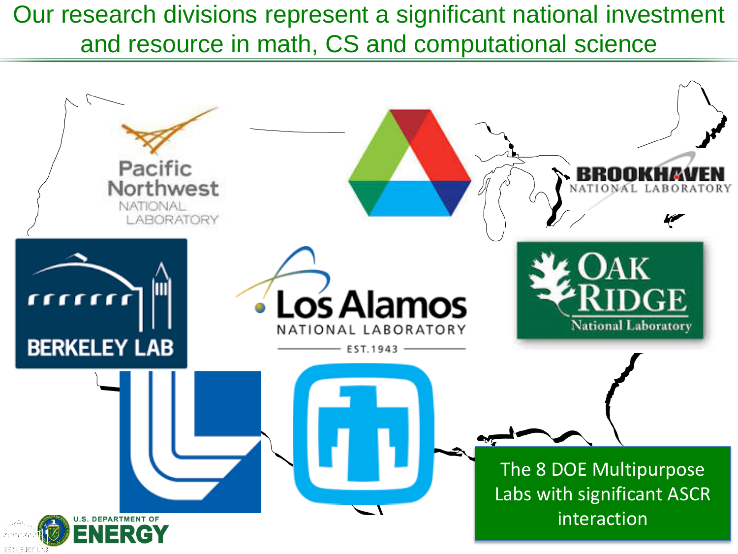# Our research divisions represent a significant national investment and resource in math, CS and computational science

Pacific Northwest NATIONAL LABORATORY

BROOKHAVEN NATIONAL LABORATORY

BERKELEY LAB

Los Alamos NATIONAL LABORATORY EST. 1943

OAK RIDGE National Laboratory

The 8 DOE Multipurpose Labs with significant ASCR interaction

U.S. DEPARTMENT OF ENERGY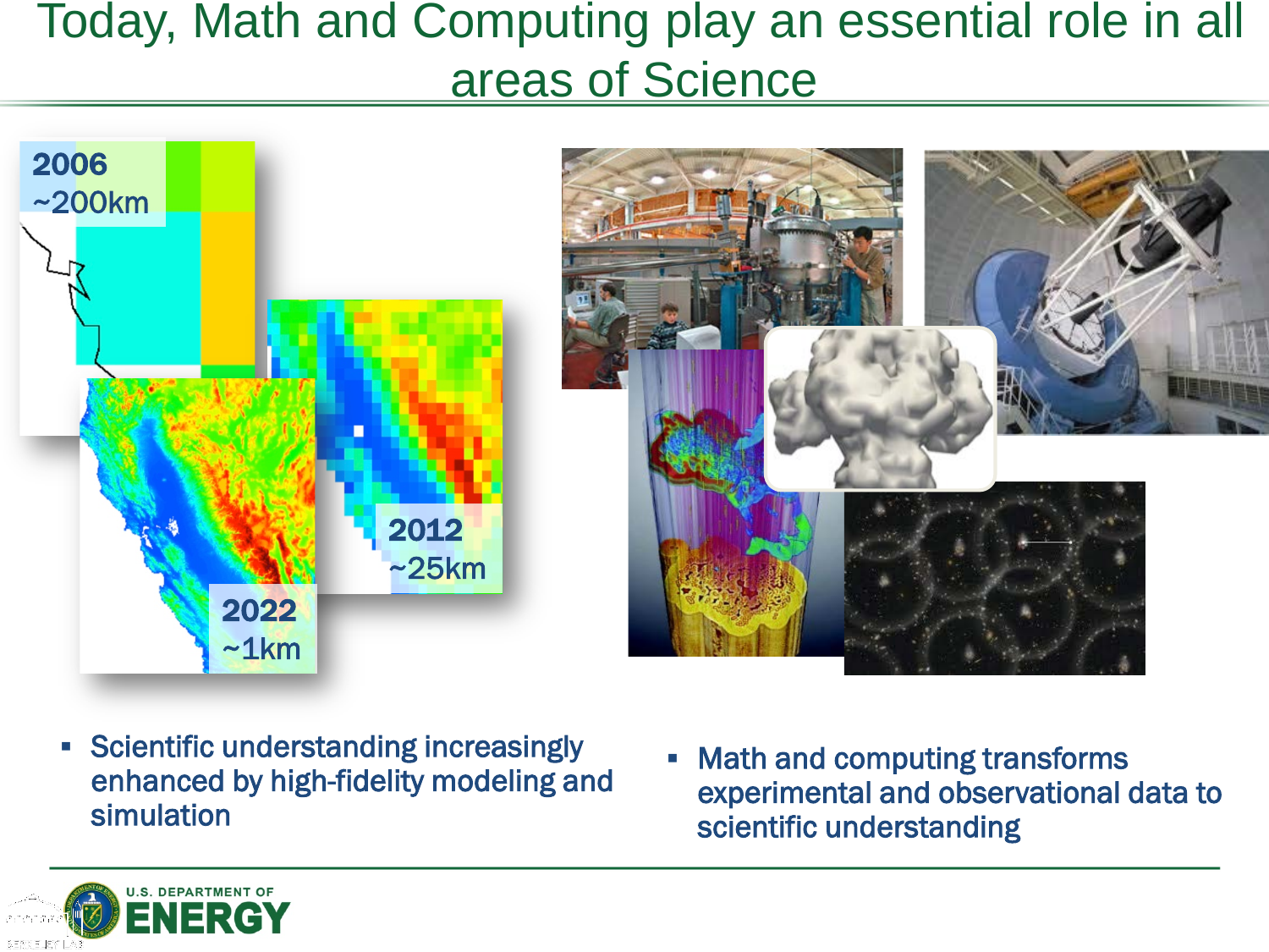# Today, Math and Computing play an essential role in all areas of Science

2006
~200km

2012
~25km

2022
~1km

- Scientific understanding increasingly enhanced by high-fidelity modeling and simulation
- Math and computing transforms experimental and observational data to scientific understanding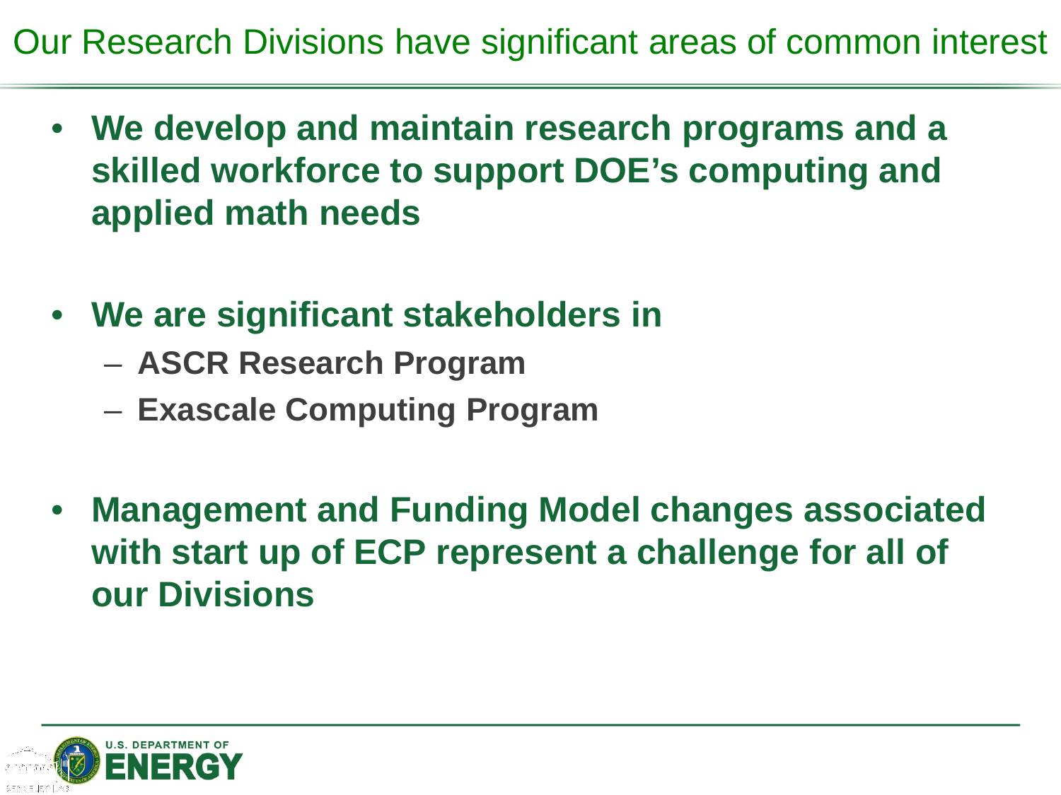# Our Research Divisions have significant areas of common interest

- **We develop and maintain research programs and a skilled workforce to support DOE's computing and applied math needs**
- **We are significant stakeholders in**
  - **ASCR Research Program**
  - **Exascale Computing Program**
- **Management and Funding Model changes associated with start up of ECP represent a challenge for all of our Divisions**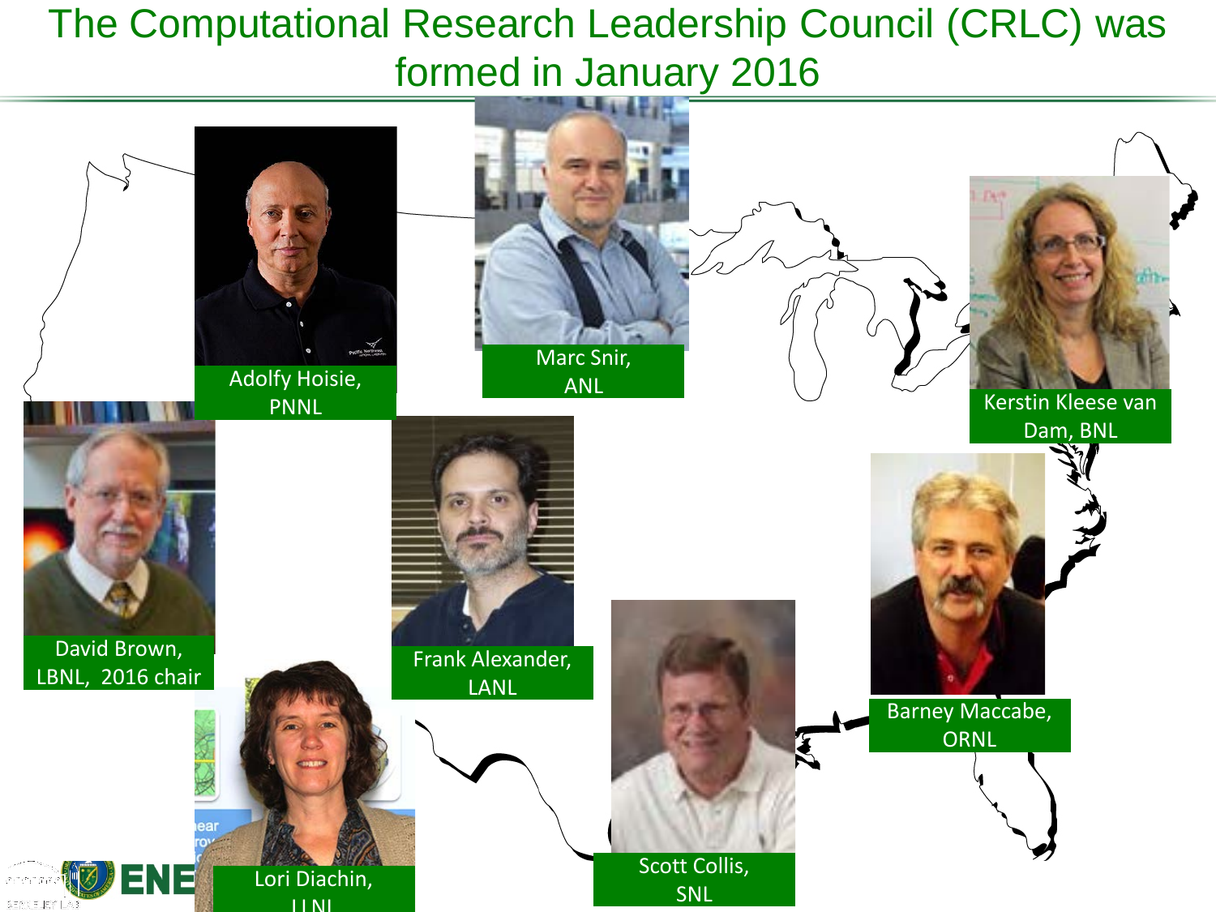# The Computational Research Leadership Council (CRLC) was formed in January 2016

Adolfy Hoisie, PNNL

Marc Snir, ANL

Kerstin Kleese van Dam, BNL

David Brown, LBNL, 2016 chair

Frank Alexander, LANL

Barney Maccabe, ORNL

Scott Collis, SNL

Lori Diachin, LLNL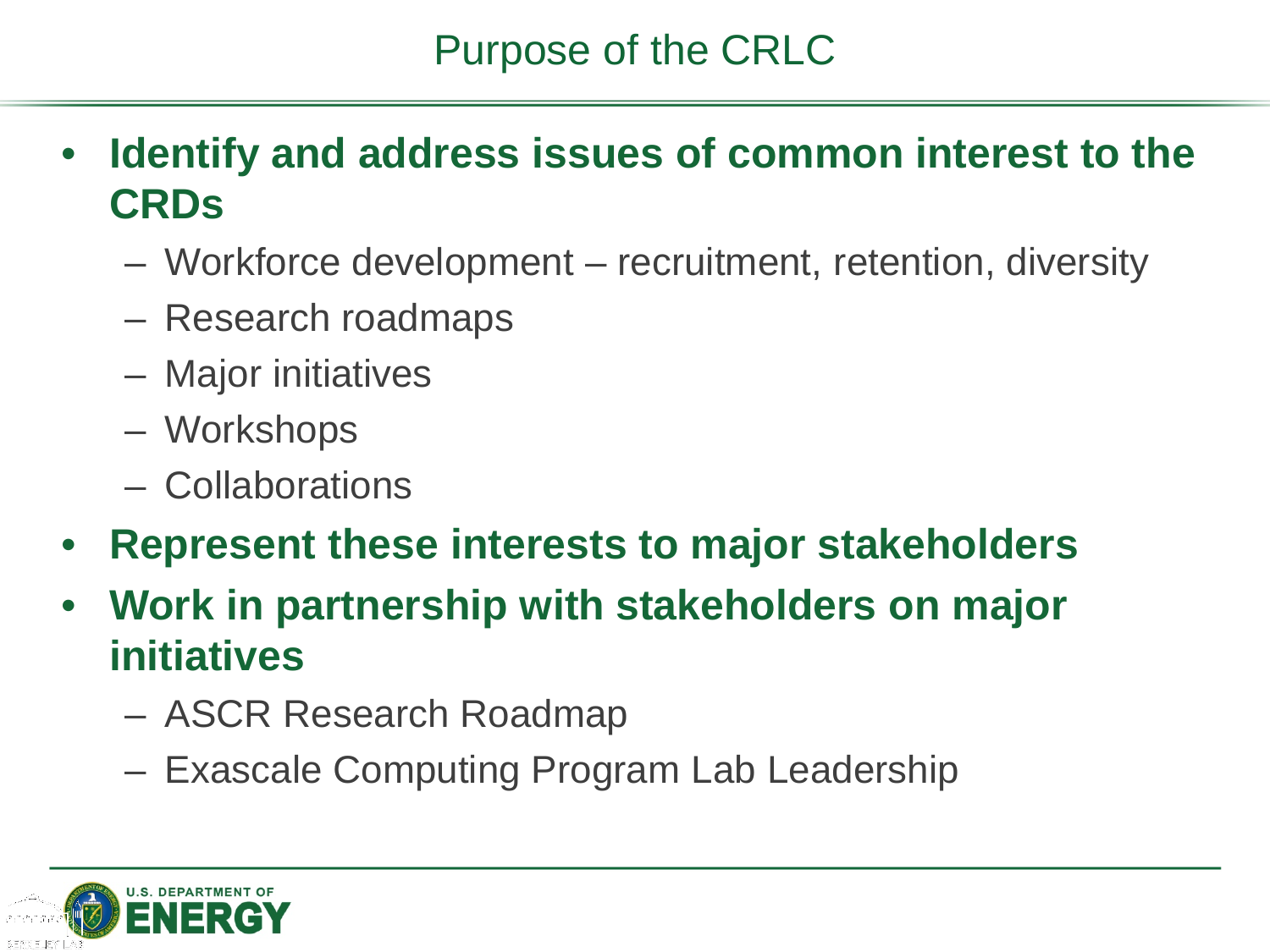# Purpose of the CRLC

- **Identify and address issues of common interest to the CRDs**
  - Workforce development – recruitment, retention, diversity
  - Research roadmaps
  - Major initiatives
  - Workshops
  - Collaborations
- **Represent these interests to major stakeholders**
- **Work in partnership with stakeholders on major initiatives**
  - ASCR Research Roadmap
  - Exascale Computing Program Lab Leadership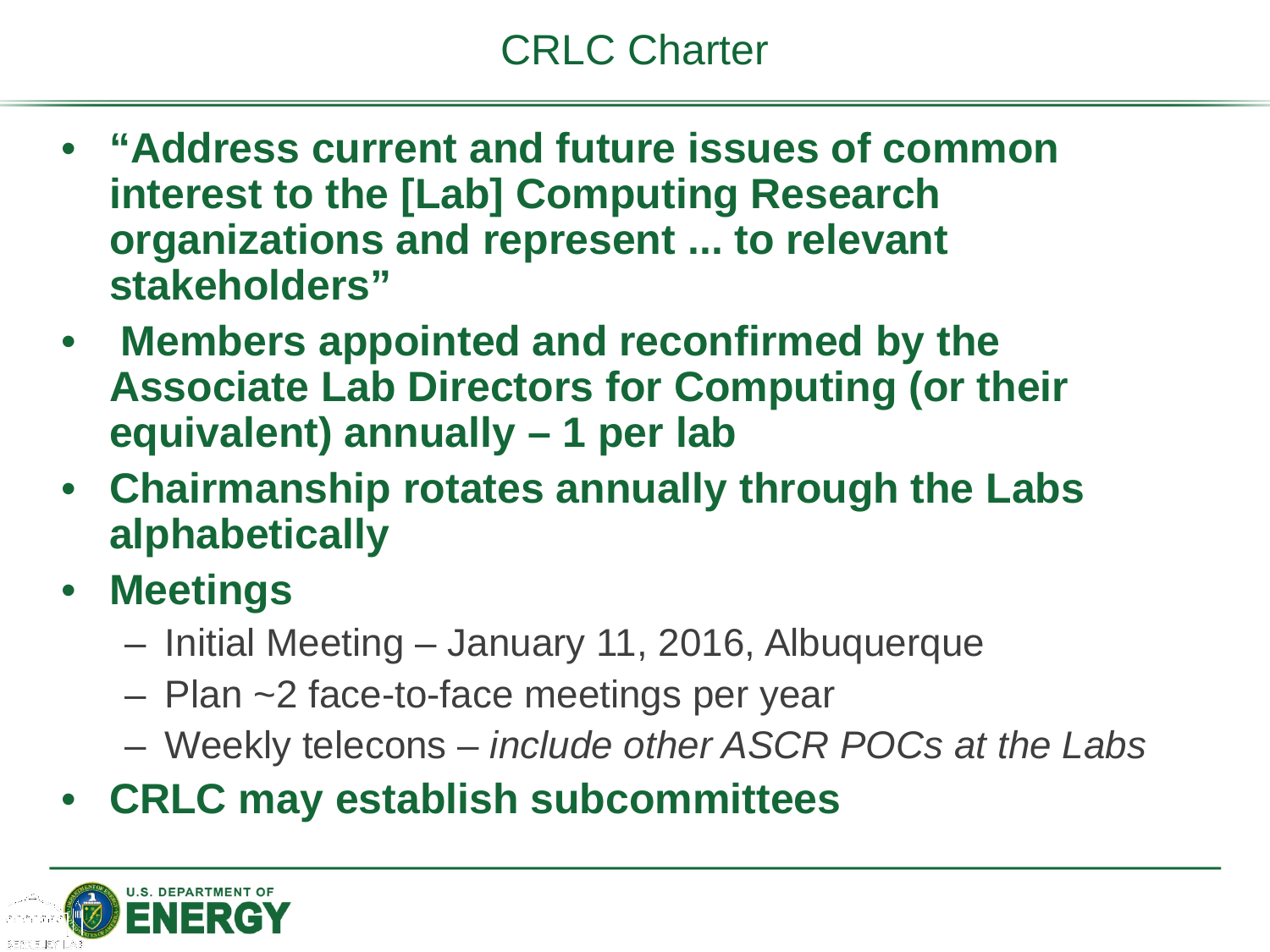# CRLC Charter

- **"Address current and future issues of common interest to the [Lab] Computing Research organizations and represent ... to relevant stakeholders"**
- **Members appointed and reconfirmed by the Associate Lab Directors for Computing (or their equivalent) annually – 1 per lab**
- **Chairmanship rotates annually through the Labs alphabetically**
- **Meetings**
  - Initial Meeting – January 11, 2016, Albuquerque
  - Plan ~2 face-to-face meetings per year
  - Weekly telecons – *include other ASCR POCs at the Labs*
- **CRLC may establish subcommittees**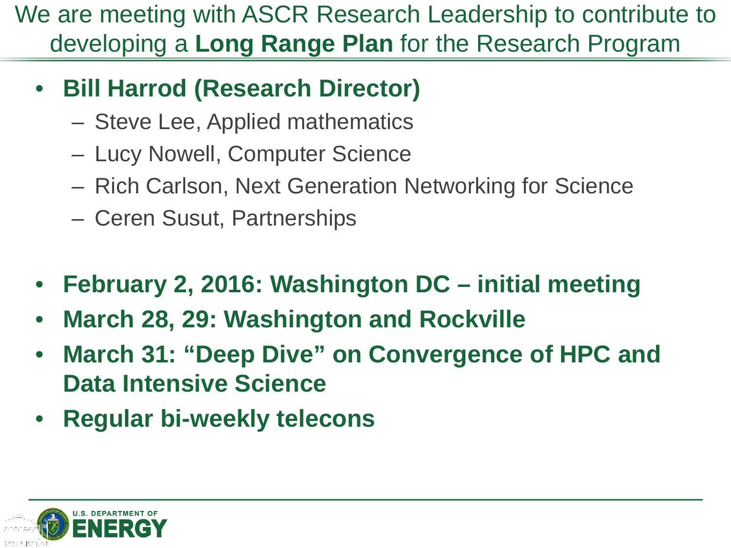# We are meeting with ASCR Research Leadership to contribute to developing a **Long Range Plan** for the Research Program

- **Bill Harrod (Research Director)**
  - Steve Lee, Applied mathematics
  - Lucy Nowell, Computer Science
  - Rich Carlson, Next Generation Networking for Science
  - Ceren Susut, Partnerships

- **February 2, 2016: Washington DC – initial meeting**
- **March 28, 29: Washington and Rockville**
- **March 31: "Deep Dive" on Convergence of HPC and Data Intensive Science**
- **Regular bi-weekly telecons**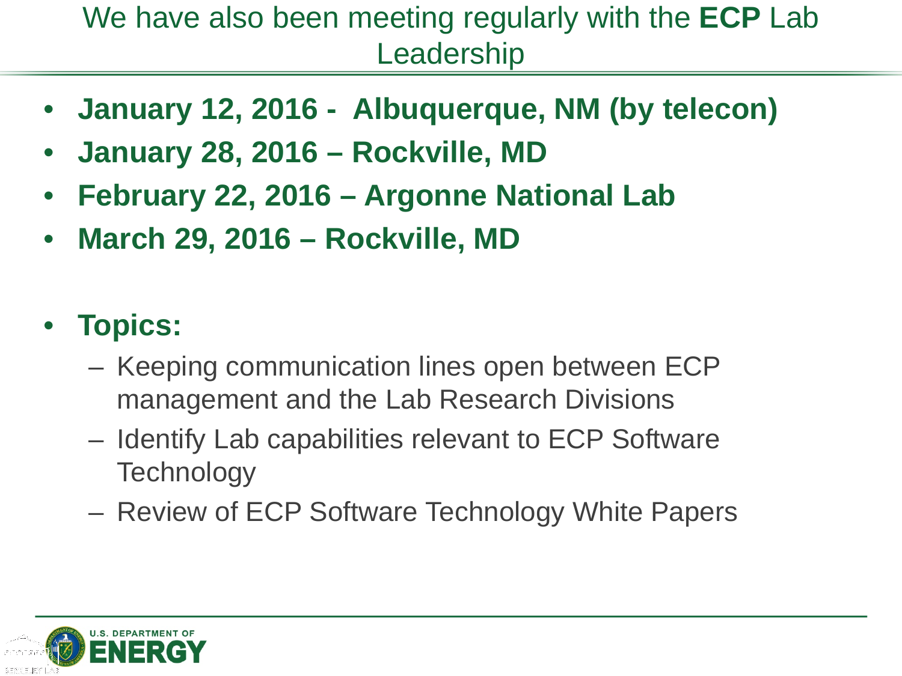# We have also been meeting regularly with the **ECP** Lab Leadership

- **January 12, 2016 - Albuquerque, NM (by telecon)**
- **January 28, 2016 – Rockville, MD**
- **February 22, 2016 – Argonne National Lab**
- **March 29, 2016 – Rockville, MD**

- **Topics:**
  - Keeping communication lines open between ECP management and the Lab Research Divisions
  - Identify Lab capabilities relevant to ECP Software Technology
  - Review of ECP Software Technology White Papers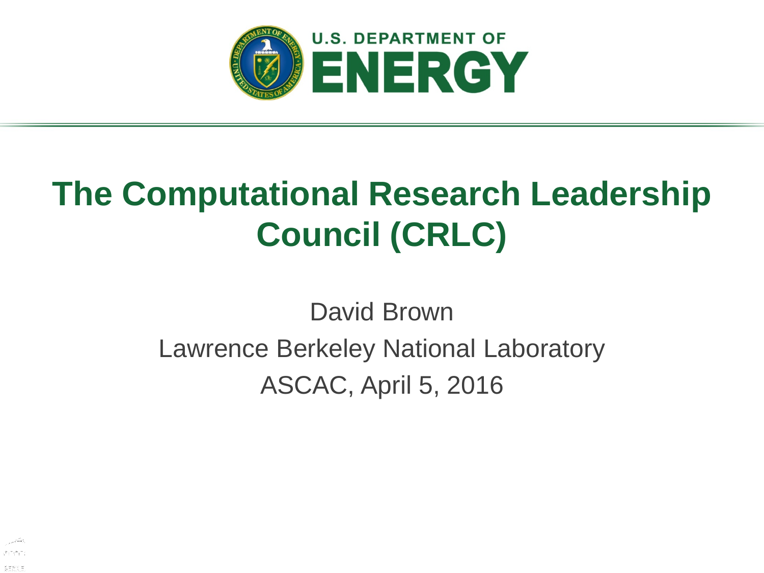U.S. DEPARTMENT OF ENERGY

# The Computational Research Leadership Council (CRLC)

David Brown

Lawrence Berkeley National Laboratory

ASCAC, April 5, 2016